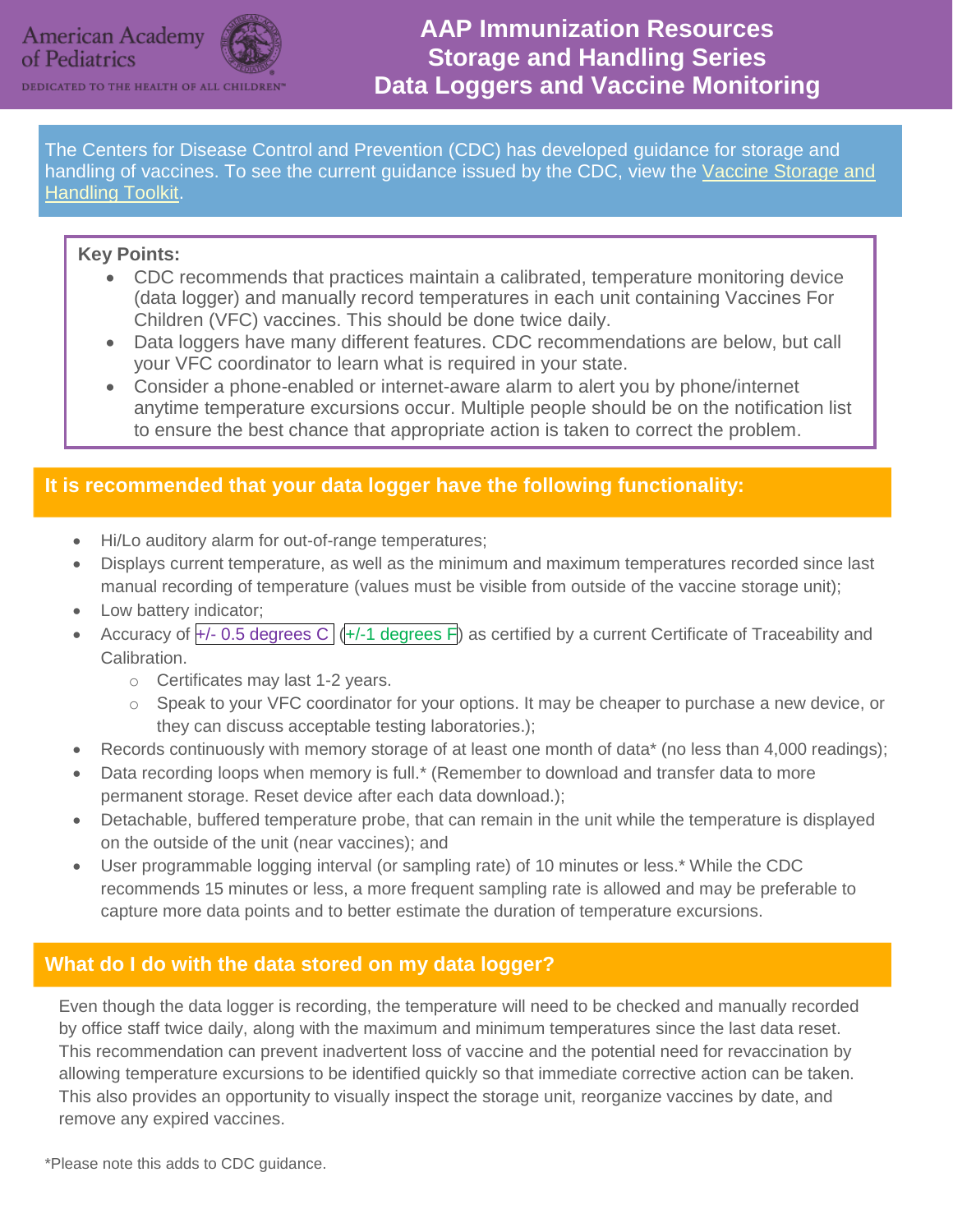American Academy of Pediatrics
DEDICATED TO THE HEALTH OF ALL CHILDREN™

# AAP Immunization Resources
## Storage and Handling Series
## Data Loggers and Vaccine Monitoring

The Centers for Disease Control and Prevention (CDC) has developed guidance for storage and handling of vaccines. To see the current guidance issued by the CDC, view the Vaccine Storage and Handling Toolkit.

**Key Points:**

- CDC recommends that practices maintain a calibrated, temperature monitoring device (data logger) and manually record temperatures in each unit containing Vaccines For Children (VFC) vaccines. This should be done twice daily.
- Data loggers have many different features. CDC recommendations are below, but call your VFC coordinator to learn what is required in your state.
- Consider a phone-enabled or internet-aware alarm to alert you by phone/internet anytime temperature excursions occur. Multiple people should be on the notification list to ensure the best chance that appropriate action is taken to correct the problem.

## It is recommended that your data logger have the following functionality:

- Hi/Lo auditory alarm for out-of-range temperatures;
- Displays current temperature, as well as the minimum and maximum temperatures recorded since last manual recording of temperature (values must be visible from outside of the vaccine storage unit);
- Low battery indicator;
- Accuracy of +/- 0.5 degrees C (+/-1 degrees F) as certified by a current Certificate of Traceability and Calibration.
  - Certificates may last 1-2 years.
  - Speak to your VFC coordinator for your options. It may be cheaper to purchase a new device, or they can discuss acceptable testing laboratories.);
- Records continuously with memory storage of at least one month of data* (no less than 4,000 readings);
- Data recording loops when memory is full.* (Remember to download and transfer data to more permanent storage. Reset device after each data download.);
- Detachable, buffered temperature probe, that can remain in the unit while the temperature is displayed on the outside of the unit (near vaccines); and
- User programmable logging interval (or sampling rate) of 10 minutes or less.* While the CDC recommends 15 minutes or less, a more frequent sampling rate is allowed and may be preferable to capture more data points and to better estimate the duration of temperature excursions.

## What do I do with the data stored on my data logger?

Even though the data logger is recording, the temperature will need to be checked and manually recorded by office staff twice daily, along with the maximum and minimum temperatures since the last data reset. This recommendation can prevent inadvertent loss of vaccine and the potential need for revaccination by allowing temperature excursions to be identified quickly so that immediate corrective action can be taken. This also provides an opportunity to visually inspect the storage unit, reorganize vaccines by date, and remove any expired vaccines.

*Please note this adds to CDC guidance.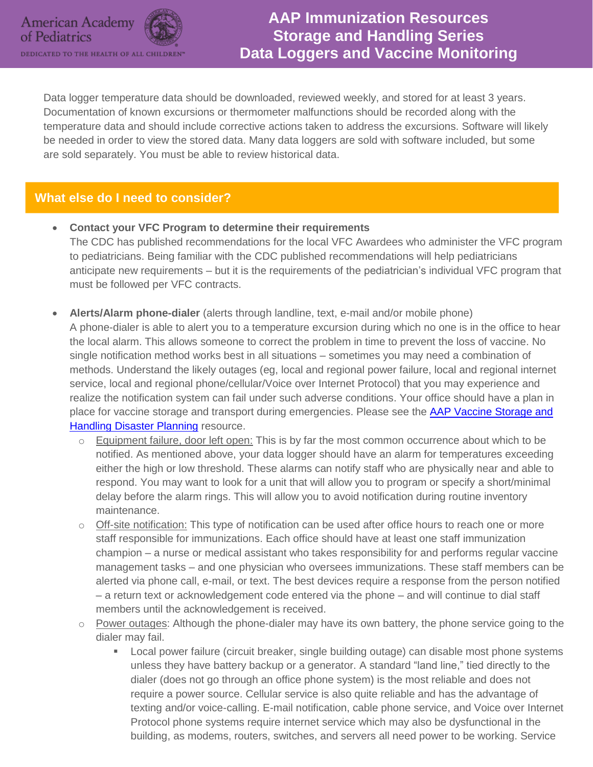Data logger temperature data should be downloaded, reviewed weekly, and stored for at least 3 years. Documentation of known excursions or thermometer malfunctions should be recorded along with the temperature data and should include corrective actions taken to address the excursions. Software will likely be needed in order to view the stored data. Many data loggers are sold with software included, but some are sold separately. You must be able to review historical data.

## What else do I need to consider?

- **Contact your VFC Program to determine their requirements**
  The CDC has published recommendations for the local VFC Awardees who administer the VFC program to pediatricians. Being familiar with the CDC published recommendations will help pediatricians anticipate new requirements – but it is the requirements of the pediatrician's individual VFC program that must be followed per VFC contracts.

- **Alerts/Alarm phone-dialer** (alerts through landline, text, e-mail and/or mobile phone)
  A phone-dialer is able to alert you to a temperature excursion during which no one is in the office to hear the local alarm. This allows someone to correct the problem in time to prevent the loss of vaccine. No single notification method works best in all situations – sometimes you may need a combination of methods. Understand the likely outages (eg, local and regional power failure, local and regional internet service, local and regional phone/cellular/Voice over Internet Protocol) that you may experience and realize the notification system can fail under such adverse conditions. Your office should have a plan in place for vaccine storage and transport during emergencies. Please see the [AAP Vaccine Storage and Handling Disaster Planning](AAP Vaccine Storage and Handling Disaster Planning) resource.
  - Equipment failure, door left open: This is by far the most common occurrence about which to be notified. As mentioned above, your data logger should have an alarm for temperatures exceeding either the high or low threshold. These alarms can notify staff who are physically near and able to respond. You may want to look for a unit that will allow you to program or specify a short/minimal delay before the alarm rings. This will allow you to avoid notification during routine inventory maintenance.
  - Off-site notification: This type of notification can be used after office hours to reach one or more staff responsible for immunizations. Each office should have at least one staff immunization champion – a nurse or medical assistant who takes responsibility for and performs regular vaccine management tasks – and one physician who oversees immunizations. These staff members can be alerted via phone call, e-mail, or text. The best devices require a response from the person notified – a return text or acknowledgement code entered via the phone – and will continue to dial staff members until the acknowledgement is received.
  - Power outages: Although the phone-dialer may have its own battery, the phone service going to the dialer may fail.
    - Local power failure (circuit breaker, single building outage) can disable most phone systems unless they have battery backup or a generator. A standard "land line," tied directly to the dialer (does not go through an office phone system) is the most reliable and does not require a power source. Cellular service is also quite reliable and has the advantage of texting and/or voice-calling. E-mail notification, cable phone service, and Voice over Internet Protocol phone systems require internet service which may also be dysfunctional in the building, as modems, routers, switches, and servers all need power to be working. Service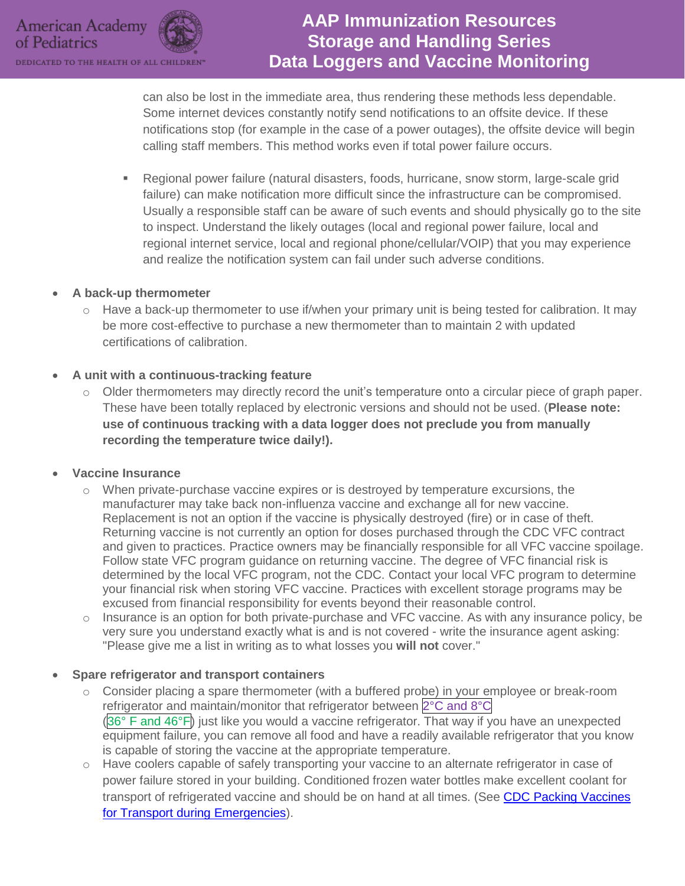can also be lost in the immediate area, thus rendering these methods less dependable. Some internet devices constantly notify send notifications to an offsite device. If these notifications stop (for example in the case of a power outages), the offsite device will begin calling staff members. This method works even if total power failure occurs.

  - Regional power failure (natural disasters, foods, hurricane, snow storm, large-scale grid failure) can make notification more difficult since the infrastructure can be compromised. Usually a responsible staff can be aware of such events and should physically go to the site to inspect. Understand the likely outages (local and regional power failure, local and regional internet service, local and regional phone/cellular/VOIP) that you may experience and realize the notification system can fail under such adverse conditions.

- **A back-up thermometer**
  - Have a back-up thermometer to use if/when your primary unit is being tested for calibration. It may be more cost-effective to purchase a new thermometer than to maintain 2 with updated certifications of calibration.

- **A unit with a continuous-tracking feature**
  - Older thermometers may directly record the unit's temperature onto a circular piece of graph paper. These have been totally replaced by electronic versions and should not be used. (**Please note: use of continuous tracking with a data logger does not preclude you from manually recording the temperature twice daily!).**

- **Vaccine Insurance**
  - When private-purchase vaccine expires or is destroyed by temperature excursions, the manufacturer may take back non-influenza vaccine and exchange all for new vaccine. Replacement is not an option if the vaccine is physically destroyed (fire) or in case of theft. Returning vaccine is not currently an option for doses purchased through the CDC VFC contract and given to practices. Practice owners may be financially responsible for all VFC vaccine spoilage. Follow state VFC program guidance on returning vaccine. The degree of VFC financial risk is determined by the local VFC program, not the CDC. Contact your local VFC program to determine your financial risk when storing VFC vaccine. Practices with excellent storage programs may be excused from financial responsibility for events beyond their reasonable control.
  - Insurance is an option for both private-purchase and VFC vaccine. As with any insurance policy, be very sure you understand exactly what is and is not covered - write the insurance agent asking: "Please give me a list in writing as to what losses you **will not** cover."

- **Spare refrigerator and transport containers**
  - Consider placing a spare thermometer (with a buffered probe) in your employee or break-room refrigerator and maintain/monitor that refrigerator between 2°C and 8°C (36° F and 46°F) just like you would a vaccine refrigerator. That way if you have an unexpected equipment failure, you can remove all food and have a readily available refrigerator that you know is capable of storing the vaccine at the appropriate temperature.
  - Have coolers capable of safely transporting your vaccine to an alternate refrigerator in case of power failure stored in your building. Conditioned frozen water bottles make excellent coolant for transport of refrigerated vaccine and should be on hand at all times. (See [CDC Packing Vaccines for Transport during Emergencies](CDC Packing Vaccines for Transport during Emergencies)).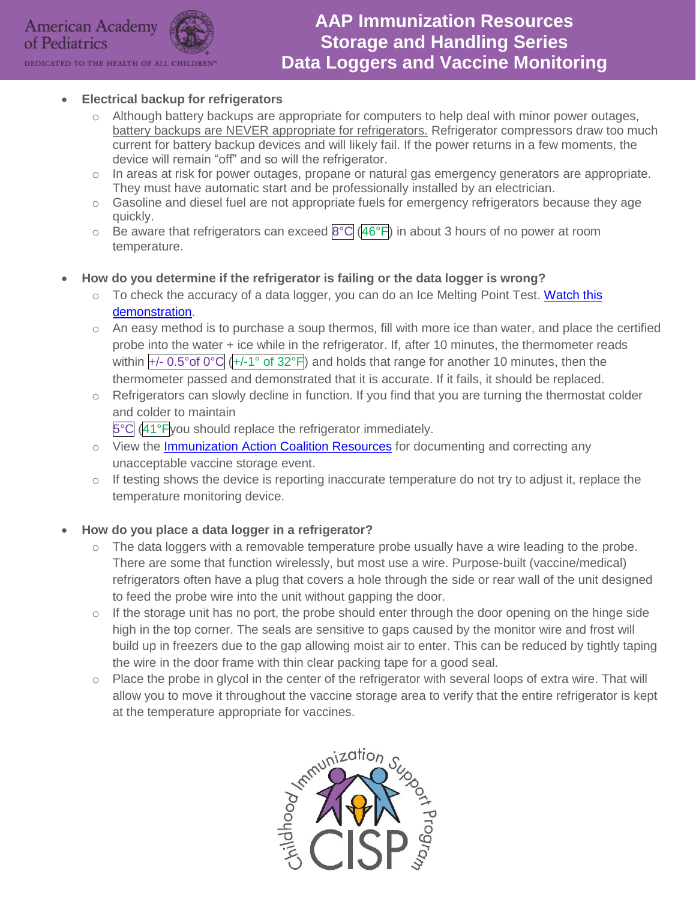- **Electrical backup for refrigerators**
  - Although battery backups are appropriate for computers to help deal with minor power outages, battery backups are NEVER appropriate for refrigerators. Refrigerator compressors draw too much current for battery backup devices and will likely fail. If the power returns in a few moments, the device will remain "off" and so will the refrigerator.
  - In areas at risk for power outages, propane or natural gas emergency generators are appropriate. They must have automatic start and be professionally installed by an electrician.
  - Gasoline and diesel fuel are not appropriate fuels for emergency refrigerators because they age quickly.
  - Be aware that refrigerators can exceed 8°C (46°F) in about 3 hours of no power at room temperature.

- **How do you determine if the refrigerator is failing or the data logger is wrong?**
  - To check the accuracy of a data logger, you can do an Ice Melting Point Test. [Watch this demonstration](#).
  - An easy method is to purchase a soup thermos, fill with more ice than water, and place the certified probe into the water + ice while in the refrigerator. If, after 10 minutes, the thermometer reads within +/- 0.5°of 0°C (+/-1° of 32°F) and holds that range for another 10 minutes, then the thermometer passed and demonstrated that it is accurate. If it fails, it should be replaced.
  - Refrigerators can slowly decline in function. If you find that you are turning the thermostat colder and colder to maintain 5°C (41°F you should replace the refrigerator immediately.
  - View the [Immunization Action Coalition Resources](#) for documenting and correcting any unacceptable vaccine storage event.
  - If testing shows the device is reporting inaccurate temperature do not try to adjust it, replace the temperature monitoring device.

- **How do you place a data logger in a refrigerator?**
  - The data loggers with a removable temperature probe usually have a wire leading to the probe. There are some that function wirelessly, but most use a wire. Purpose-built (vaccine/medical) refrigerators often have a plug that covers a hole through the side or rear wall of the unit designed to feed the probe wire into the unit without gapping the door.
  - If the storage unit has no port, the probe should enter through the door opening on the hinge side high in the top corner. The seals are sensitive to gaps caused by the monitor wire and frost will build up in freezers due to the gap allowing moist air to enter. This can be reduced by tightly taping the wire in the door frame with thin clear packing tape for a good seal.
  - Place the probe in glycol in the center of the refrigerator with several loops of extra wire. That will allow you to move it throughout the vaccine storage area to verify that the entire refrigerator is kept at the temperature appropriate for vaccines.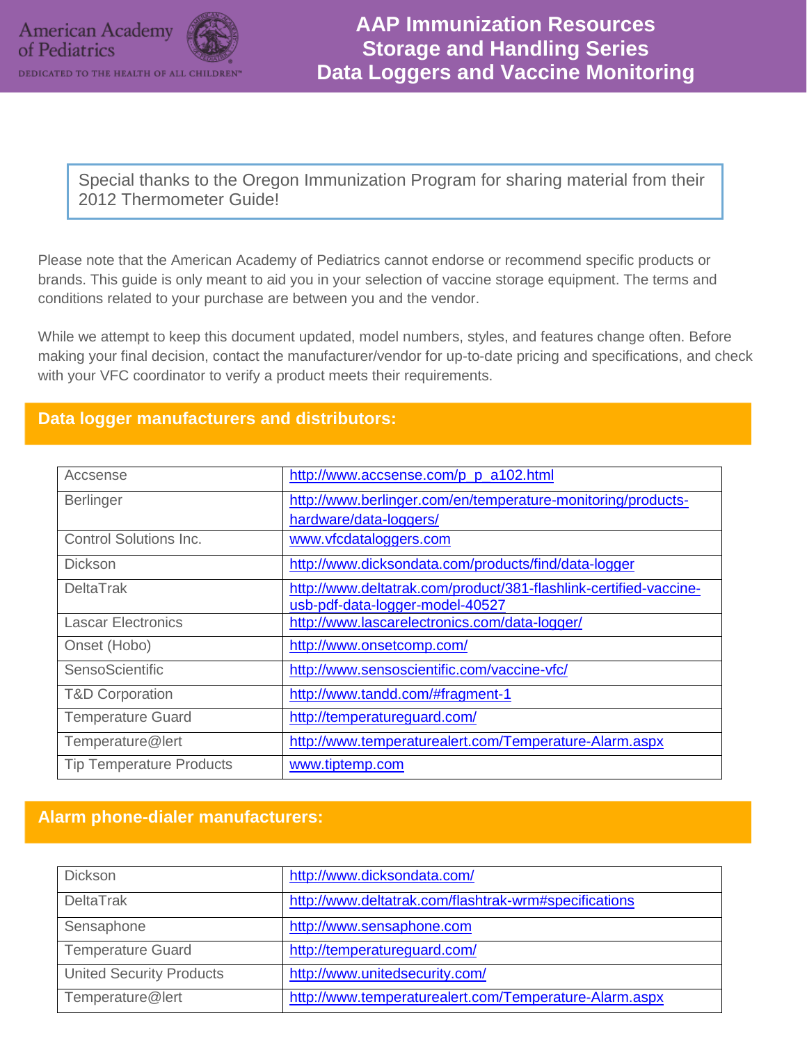# AAP Immunization Resources
## Storage and Handling Series
## Data Loggers and Vaccine Monitoring

Special thanks to the Oregon Immunization Program for sharing material from their 2012 Thermometer Guide!

Please note that the American Academy of Pediatrics cannot endorse or recommend specific products or brands. This guide is only meant to aid you in your selection of vaccine storage equipment. The terms and conditions related to your purchase are between you and the vendor.

While we attempt to keep this document updated, model numbers, styles, and features change often. Before making your final decision, contact the manufacturer/vendor for up-to-date pricing and specifications, and check with your VFC coordinator to verify a product meets their requirements.

## Data logger manufacturers and distributors:

| | |
|---|---|
| Accsense | http://www.accsense.com/p_p_a102.html |
| Berlinger | http://www.berlinger.com/en/temperature-monitoring/products-hardware/data-loggers/ |
| Control Solutions Inc. | www.vfcdataloggers.com |
| Dickson | http://www.dicksondata.com/products/find/data-logger |
| DeltaTrak | http://www.deltatrak.com/product/381-flashlink-certified-vaccine-usb-pdf-data-logger-model-40527 |
| Lascar Electronics | http://www.lascarelectronics.com/data-logger/ |
| Onset (Hobo) | http://www.onsetcomp.com/ |
| SensoScientific | http://www.sensoscientific.com/vaccine-vfc/ |
| T&D Corporation | http://www.tandd.com/#fragment-1 |
| Temperature Guard | http://temperatureguard.com/ |
| Temperature@lert | http://www.temperaturealert.com/Temperature-Alarm.aspx |
| Tip Temperature Products | www.tiptemp.com |

## Alarm phone-dialer manufacturers:

| | |
|---|---|
| Dickson | http://www.dicksondata.com/ |
| DeltaTrak | http://www.deltatrak.com/flashtrak-wrm#specifications |
| Sensaphone | http://www.sensaphone.com |
| Temperature Guard | http://temperatureguard.com/ |
| United Security Products | http://www.unitedsecurity.com/ |
| Temperature@lert | http://www.temperaturealert.com/Temperature-Alarm.aspx |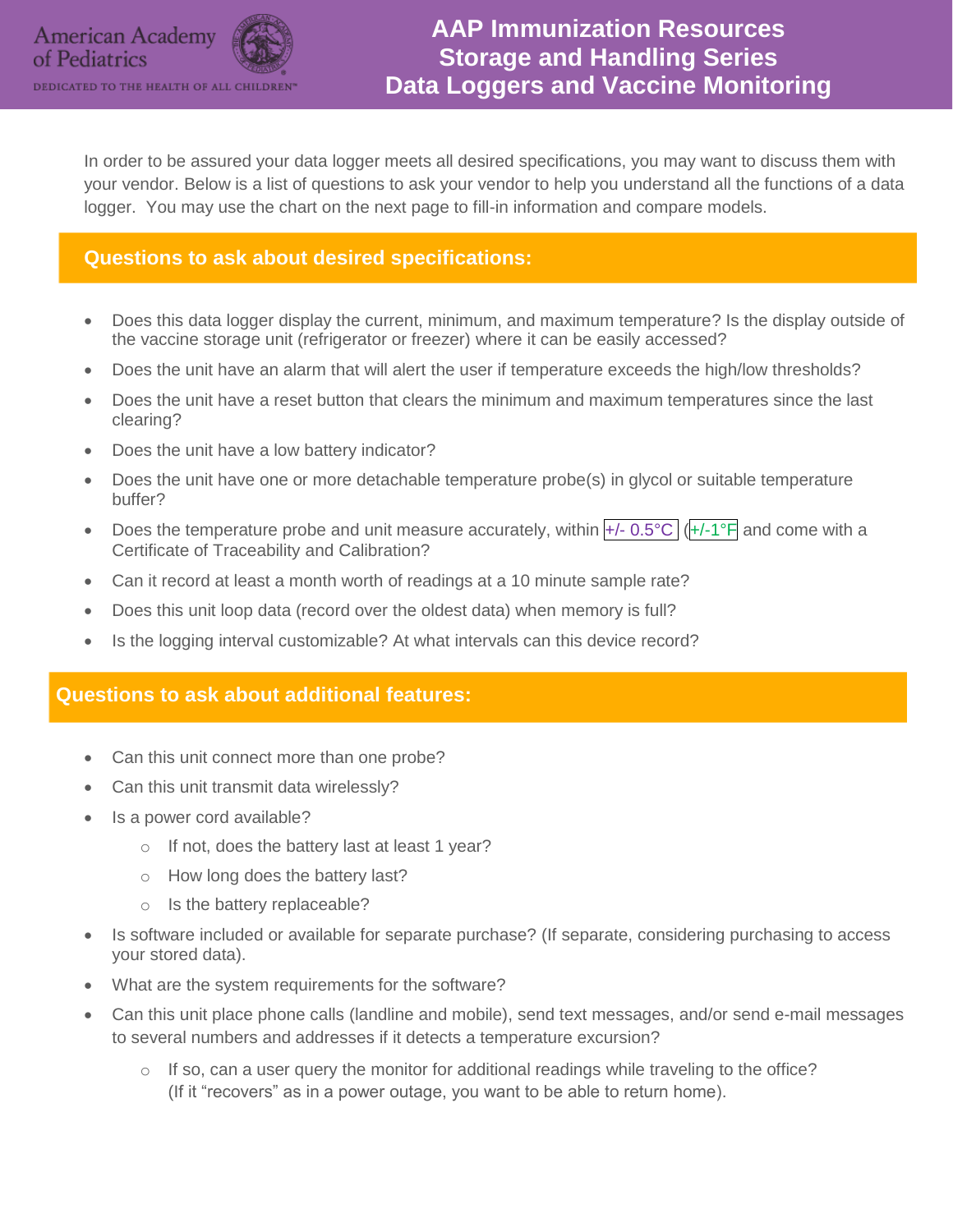# AAP Immunization Resources
# Storage and Handling Series
# Data Loggers and Vaccine Monitoring

In order to be assured your data logger meets all desired specifications, you may want to discuss them with your vendor. Below is a list of questions to ask your vendor to help you understand all the functions of a data logger. You may use the chart on the next page to fill-in information and compare models.

## Questions to ask about desired specifications:

- Does this data logger display the current, minimum, and maximum temperature? Is the display outside of the vaccine storage unit (refrigerator or freezer) where it can be easily accessed?
- Does the unit have an alarm that will alert the user if temperature exceeds the high/low thresholds?
- Does the unit have a reset button that clears the minimum and maximum temperatures since the last clearing?
- Does the unit have a low battery indicator?
- Does the unit have one or more detachable temperature probe(s) in glycol or suitable temperature buffer?
- Does the temperature probe and unit measure accurately, within +/- 0.5°C (+/-1°F and come with a Certificate of Traceability and Calibration?
- Can it record at least a month worth of readings at a 10 minute sample rate?
- Does this unit loop data (record over the oldest data) when memory is full?
- Is the logging interval customizable? At what intervals can this device record?

## Questions to ask about additional features:

- Can this unit connect more than one probe?
- Can this unit transmit data wirelessly?
- Is a power cord available?
  - If not, does the battery last at least 1 year?
  - How long does the battery last?
  - Is the battery replaceable?
- Is software included or available for separate purchase? (If separate, considering purchasing to access your stored data).
- What are the system requirements for the software?
- Can this unit place phone calls (landline and mobile), send text messages, and/or send e-mail messages to several numbers and addresses if it detects a temperature excursion?
  - If so, can a user query the monitor for additional readings while traveling to the office? (If it "recovers" as in a power outage, you want to be able to return home).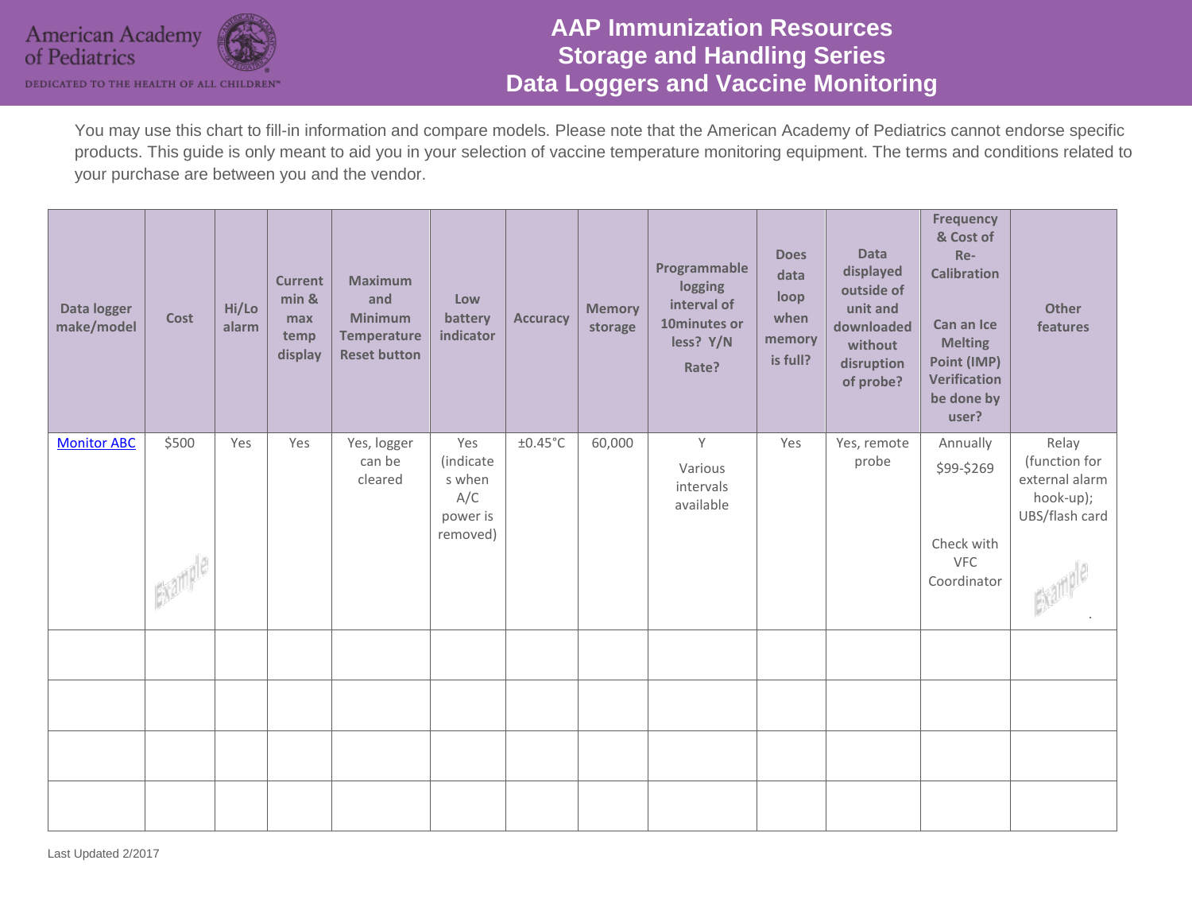# AAP Immunization Resources Storage and Handling Series Data Loggers and Vaccine Monitoring

American Academy of Pediatrics

DEDICATED TO THE HEALTH OF ALL CHILDREN™

You may use this chart to fill-in information and compare models. Please note that the American Academy of Pediatrics cannot endorse specific products. This guide is only meant to aid you in your selection of vaccine temperature monitoring equipment. The terms and conditions related to your purchase are between you and the vendor.

| Data logger make/model | Cost | Hi/Lo alarm | Current min & max temp display | Maximum and Minimum Temperature Reset button | Low battery indicator | Accuracy | Memory storage | Programmable logging interval of 10minutes or less? Y/N Rate? | Does data loop when memory is full? | Data displayed outside of unit and downloaded without disruption of probe? | Frequency & Cost of Re-Calibration Can an Ice Melting Point (IMP) Verification be done by user? | Other features |
|---|---|---|---|---|---|---|---|---|---|---|---|---|
| Monitor ABC | $500 Example | Yes | Yes | Yes, logger can be cleared | Yes (indicates when A/C power is removed) | ±0.45°C | 60,000 | Y Various intervals available | Yes | Yes, remote probe | Annually $99-$269 Check with VFC Coordinator | Relay (function for external alarm hook-up); UBS/flash card Example |
| | | | | | | | | | | | | |
| | | | | | | | | | | | | |
| | | | | | | | | | | | | |
| | | | | | | | | | | | | |

Last Updated 2/2017